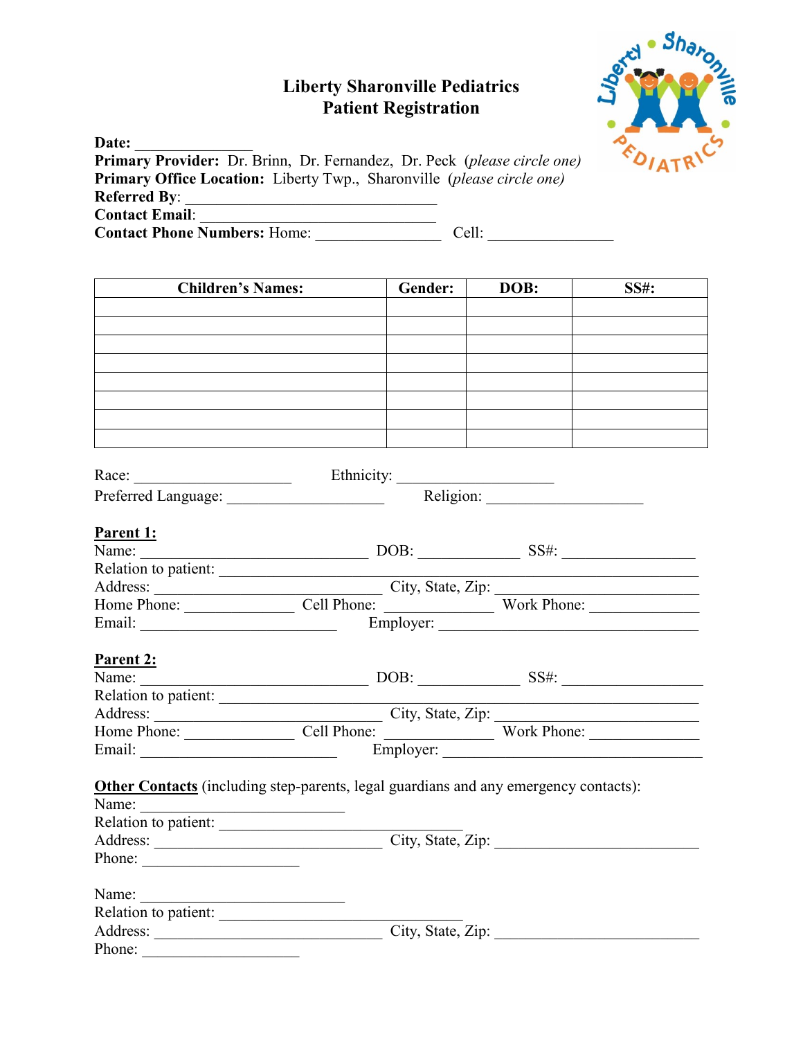# Liberty Sharonville Pediatrics
## Patient Registration

**Date:** _______________
**Primary Provider:** Dr. Brinn, Dr. Fernandez, Dr. Peck (*please circle one*)
**Primary Office Location:** Liberty Twp., Sharonville (*please circle one*)
**Referred By**: ________________________________
**Contact Email**: ______________________________
**Contact Phone Numbers:** Home: ________________ Cell: ________________

| Children's Names: | Gender: | DOB: | SS#: |
|---|---|---|---|
| | | | |
| | | | |
| | | | |
| | | | |
| | | | |
| | | | |
| | | | |
| | | | |

Race: ____________________ Ethnicity: ____________________
Preferred Language: ____________________ Religion: ____________________

**Parent 1:**
Name: ______________________________ DOB: _____________ SS#: ________________
Relation to patient: ______________________________________________
Address: ______________________________ City, State, Zip: __________________________
Home Phone: ______________ Cell Phone: ______________ Work Phone: ______________
Email: __________________________ Employer: __________________________________

**Parent 2:**
Name: ______________________________ DOB: _____________ SS#: ________________
Relation to patient: ______________________________________________
Address: ______________________________ City, State, Zip: __________________________
Home Phone: ______________ Cell Phone: ______________ Work Phone: ______________
Email: __________________________ Employer: __________________________________

**Other Contacts** (including step-parents, legal guardians and any emergency contacts):
Name: __________________________
Relation to patient: ________________________________
Address: ______________________________ City, State, Zip: __________________________
Phone: ____________________

Name: __________________________
Relation to patient: ________________________________
Address: ______________________________ City, State, Zip: __________________________
Phone: ____________________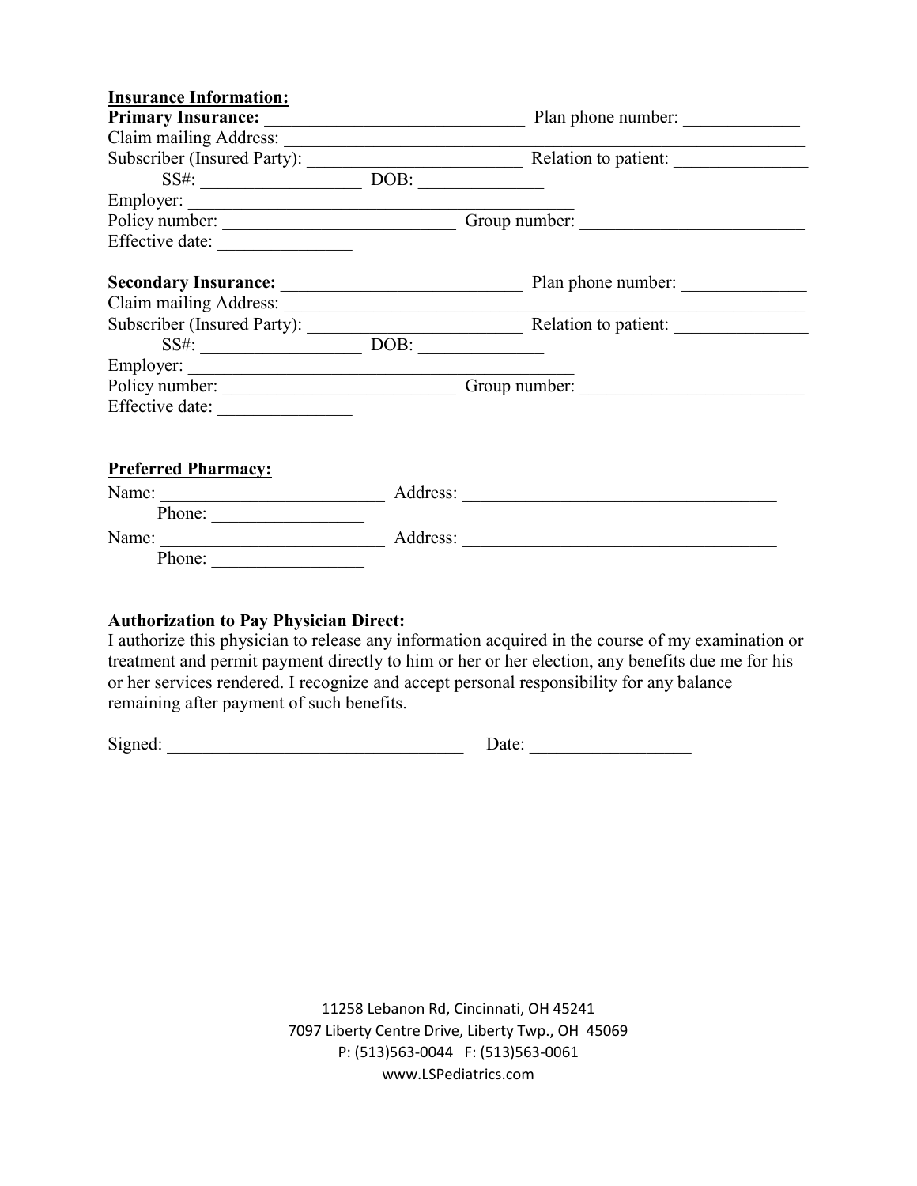**Insurance Information:**

**Primary Insurance:** ____________________________ Plan phone number: _____________

Claim mailing Address: ____________________________________________________________

Subscriber (Insured Party): ________________________ Relation to patient: _______________

SS#: _________________ DOB: ______________

Employer: ____________________________________________

Policy number: _________________________ Group number: ________________________

Effective date: _______________

**Secondary Insurance:** __________________________ Plan phone number: ______________

Claim mailing Address: ____________________________________________________________

Subscriber (Insured Party): ________________________ Relation to patient: _______________

SS#: _________________ DOB: ______________

Employer: ____________________________________________

Policy number: _________________________ Group number: ________________________

Effective date: _______________

**Preferred Pharmacy:**

Name: ________________________ Address: __________________________________

Phone: _________________

Name: ________________________ Address: __________________________________

Phone: _________________

**Authorization to Pay Physician Direct:**

I authorize this physician to release any information acquired in the course of my examination or treatment and permit payment directly to him or her or her election, any benefits due me for his or her services rendered. I recognize and accept personal responsibility for any balance remaining after payment of such benefits.

Signed: _________________________________ Date: __________________

11258 Lebanon Rd, Cincinnati, OH 45241
7097 Liberty Centre Drive, Liberty Twp., OH 45069
P: (513)563-0044 F: (513)563-0061
www.LSPediatrics.com